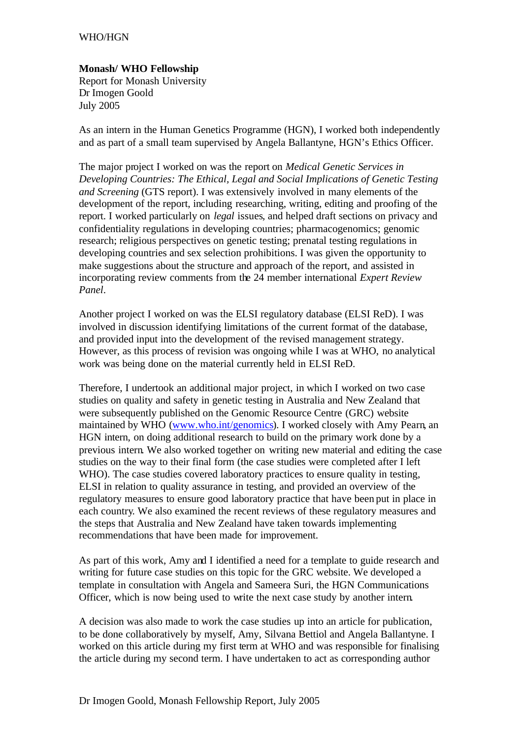WHO/HGN

**Monash/ WHO Fellowship**
Report for Monash University
Dr Imogen Goold
July 2005

As an intern in the Human Genetics Programme (HGN), I worked both independently and as part of a small team supervised by Angela Ballantyne, HGN's Ethics Officer.

The major project I worked on was the report on *Medical Genetic Services in Developing Countries: The Ethical, Legal and Social Implications of Genetic Testing and Screening* (GTS report). I was extensively involved in many elements of the development of the report, including researching, writing, editing and proofing of the report. I worked particularly on *legal* issues, and helped draft sections on privacy and confidentiality regulations in developing countries; pharmacogenomics; genomic research; religious perspectives on genetic testing; prenatal testing regulations in developing countries and sex selection prohibitions. I was given the opportunity to make suggestions about the structure and approach of the report, and assisted in incorporating review comments from the 24 member international *Expert Review Panel*.

Another project I worked on was the ELSI regulatory database (ELSI ReD). I was involved in discussion identifying limitations of the current format of the database, and provided input into the development of the revised management strategy. However, as this process of revision was ongoing while I was at WHO, no analytical work was being done on the material currently held in ELSI ReD.

Therefore, I undertook an additional major project, in which I worked on two case studies on quality and safety in genetic testing in Australia and New Zealand that were subsequently published on the Genomic Resource Centre (GRC) website maintained by WHO (www.who.int/genomics). I worked closely with Amy Pearn, an HGN intern, on doing additional research to build on the primary work done by a previous intern. We also worked together on writing new material and editing the case studies on the way to their final form (the case studies were completed after I left WHO). The case studies covered laboratory practices to ensure quality in testing, ELSI in relation to quality assurance in testing, and provided an overview of the regulatory measures to ensure good laboratory practice that have been put in place in each country. We also examined the recent reviews of these regulatory measures and the steps that Australia and New Zealand have taken towards implementing recommendations that have been made for improvement.

As part of this work, Amy and I identified a need for a template to guide research and writing for future case studies on this topic for the GRC website. We developed a template in consultation with Angela and Sameera Suri, the HGN Communications Officer, which is now being used to write the next case study by another intern.

A decision was also made to work the case studies up into an article for publication, to be done collaboratively by myself, Amy, Silvana Bettiol and Angela Ballantyne. I worked on this article during my first term at WHO and was responsible for finalising the article during my second term. I have undertaken to act as corresponding author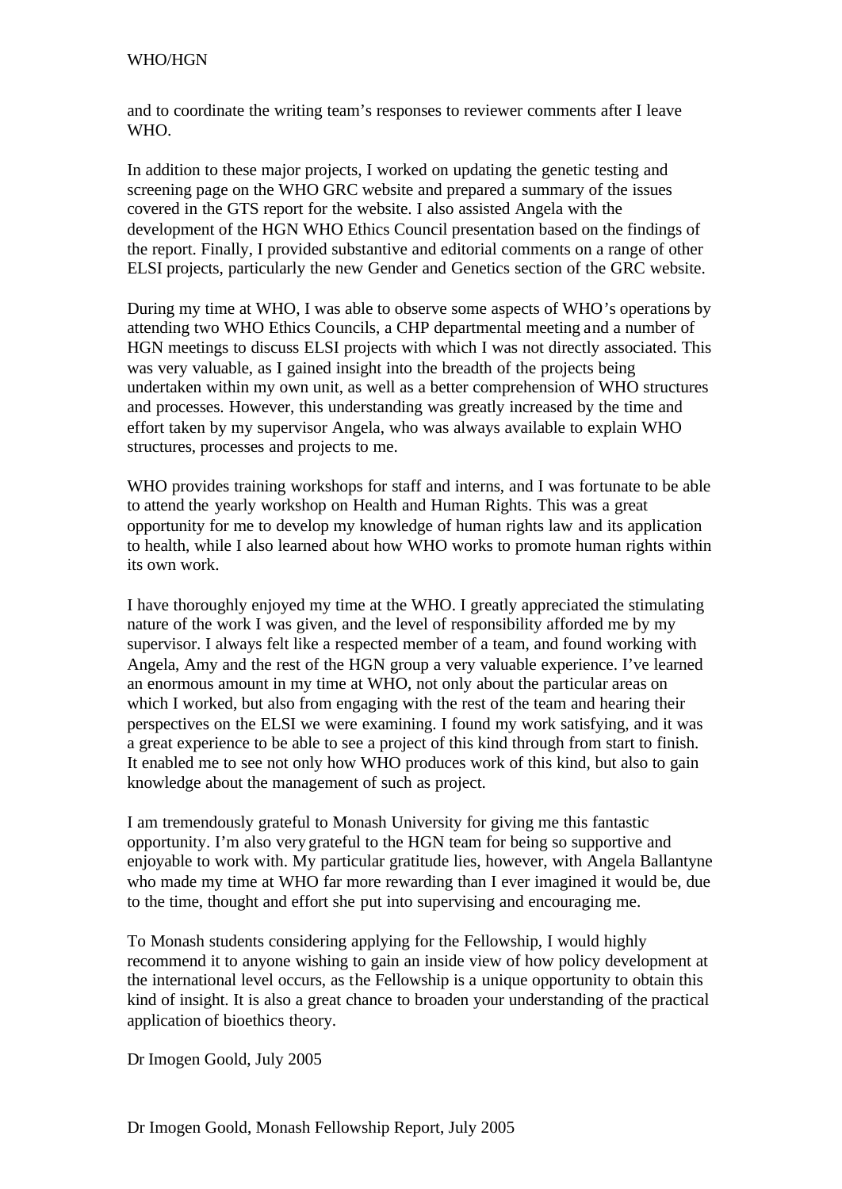and to coordinate the writing team's responses to reviewer comments after I leave WHO.

In addition to these major projects, I worked on updating the genetic testing and screening page on the WHO GRC website and prepared a summary of the issues covered in the GTS report for the website. I also assisted Angela with the development of the HGN WHO Ethics Council presentation based on the findings of the report. Finally, I provided substantive and editorial comments on a range of other ELSI projects, particularly the new Gender and Genetics section of the GRC website.

During my time at WHO, I was able to observe some aspects of WHO's operations by attending two WHO Ethics Councils, a CHP departmental meeting and a number of HGN meetings to discuss ELSI projects with which I was not directly associated. This was very valuable, as I gained insight into the breadth of the projects being undertaken within my own unit, as well as a better comprehension of WHO structures and processes. However, this understanding was greatly increased by the time and effort taken by my supervisor Angela, who was always available to explain WHO structures, processes and projects to me.

WHO provides training workshops for staff and interns, and I was fortunate to be able to attend the yearly workshop on Health and Human Rights. This was a great opportunity for me to develop my knowledge of human rights law and its application to health, while I also learned about how WHO works to promote human rights within its own work.

I have thoroughly enjoyed my time at the WHO. I greatly appreciated the stimulating nature of the work I was given, and the level of responsibility afforded me by my supervisor. I always felt like a respected member of a team, and found working with Angela, Amy and the rest of the HGN group a very valuable experience. I've learned an enormous amount in my time at WHO, not only about the particular areas on which I worked, but also from engaging with the rest of the team and hearing their perspectives on the ELSI we were examining. I found my work satisfying, and it was a great experience to be able to see a project of this kind through from start to finish. It enabled me to see not only how WHO produces work of this kind, but also to gain knowledge about the management of such as project.

I am tremendously grateful to Monash University for giving me this fantastic opportunity. I'm also very grateful to the HGN team for being so supportive and enjoyable to work with. My particular gratitude lies, however, with Angela Ballantyne who made my time at WHO far more rewarding than I ever imagined it would be, due to the time, thought and effort she put into supervising and encouraging me.

To Monash students considering applying for the Fellowship, I would highly recommend it to anyone wishing to gain an inside view of how policy development at the international level occurs, as the Fellowship is a unique opportunity to obtain this kind of insight. It is also a great chance to broaden your understanding of the practical application of bioethics theory.

Dr Imogen Goold, July 2005